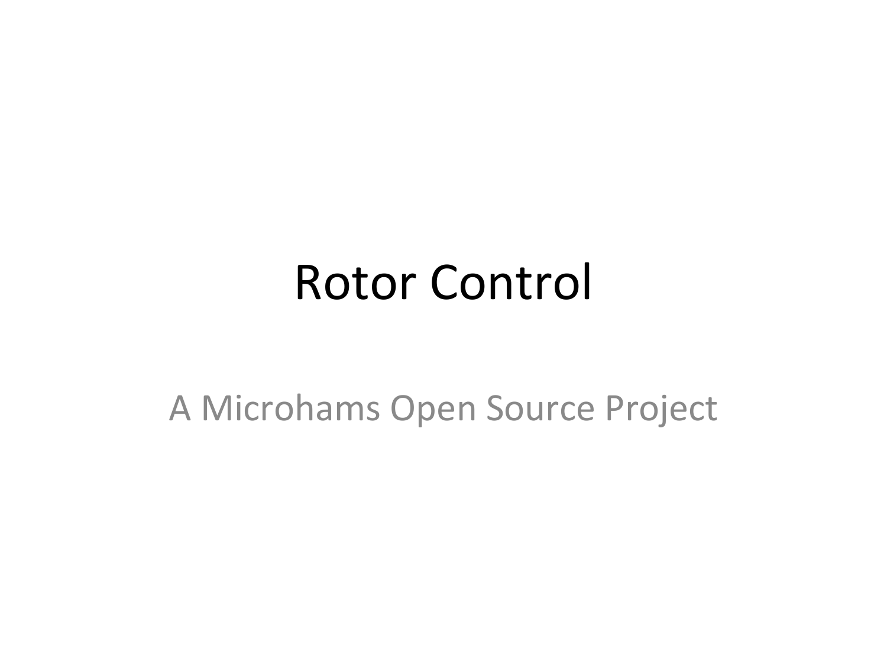# Rotor Control

A Microhams Open Source Project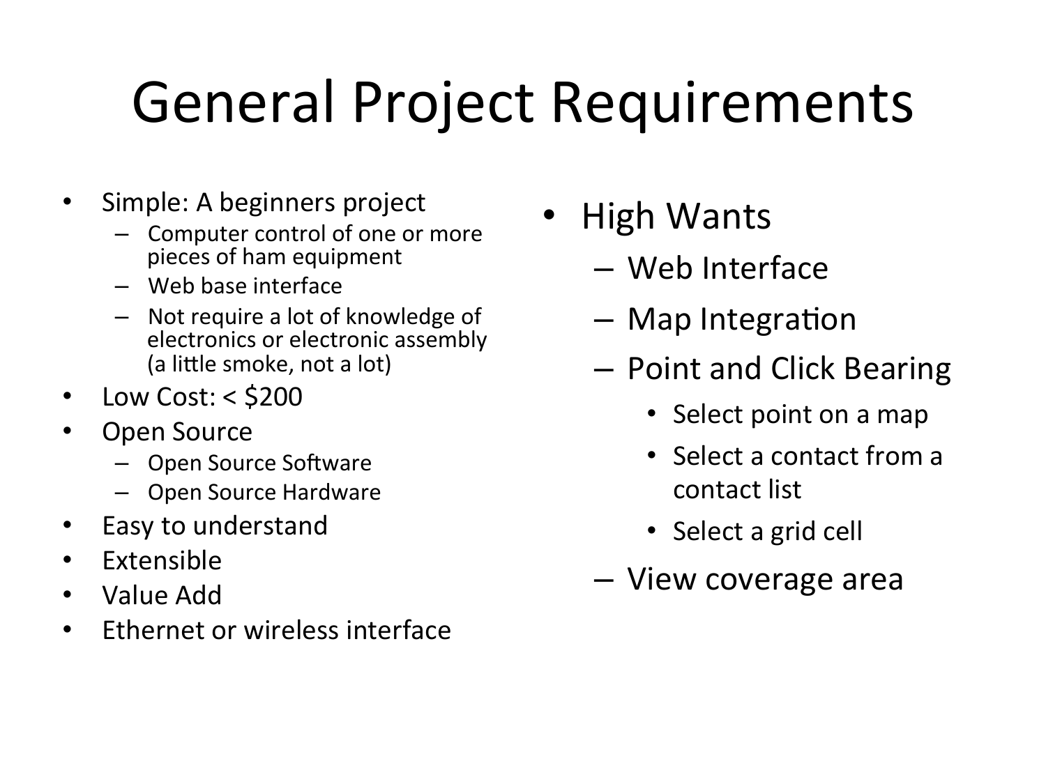# General Project Requirements

- Simple: A beginners project
  - Computer control of one or more pieces of ham equipment
  - Web base interface
  - Not require a lot of knowledge of electronics or electronic assembly (a little smoke, not a lot)
- Low Cost: < $200
- Open Source
  - Open Source Software
  - Open Source Hardware
- Easy to understand
- Extensible
- Value Add
- Ethernet or wireless interface

- High Wants
  - Web Interface
  - Map Integration
  - Point and Click Bearing
    - Select point on a map
    - Select a contact from a contact list
    - Select a grid cell
  - View coverage area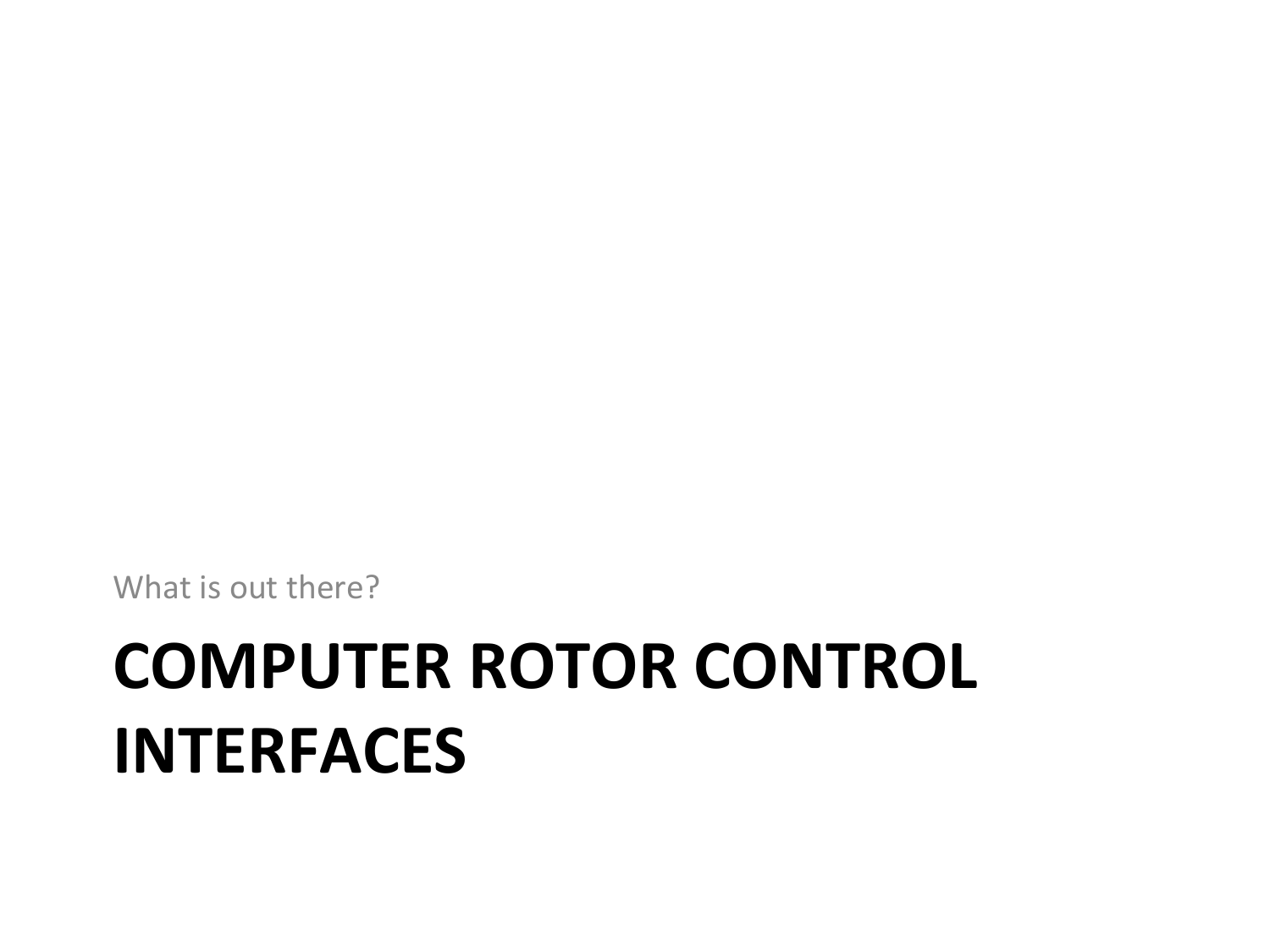What is out there?

# COMPUTER ROTOR CONTROL INTERFACES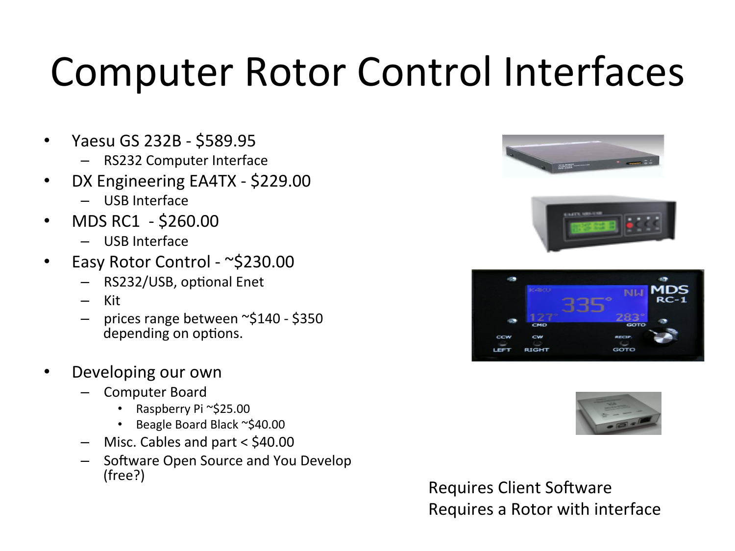# Computer Rotor Control Interfaces

- Yaesu GS 232B - $589.95
  - RS232 Computer Interface
- DX Engineering EA4TX - $229.00
  - USB Interface
- MDS RC1 - $260.00
  - USB Interface
- Easy Rotor Control - ~$230.00
  - RS232/USB, optional Enet
  - Kit
  - prices range between ~$140 - $350 depending on options.
- Developing our own
  - Computer Board
    - Raspberry Pi ~$25.00
    - Beagle Board Black ~$40.00
  - Misc. Cables and part < $40.00
  - Software Open Source and You Develop (free?)

Requires Client Software
Requires a Rotor with interface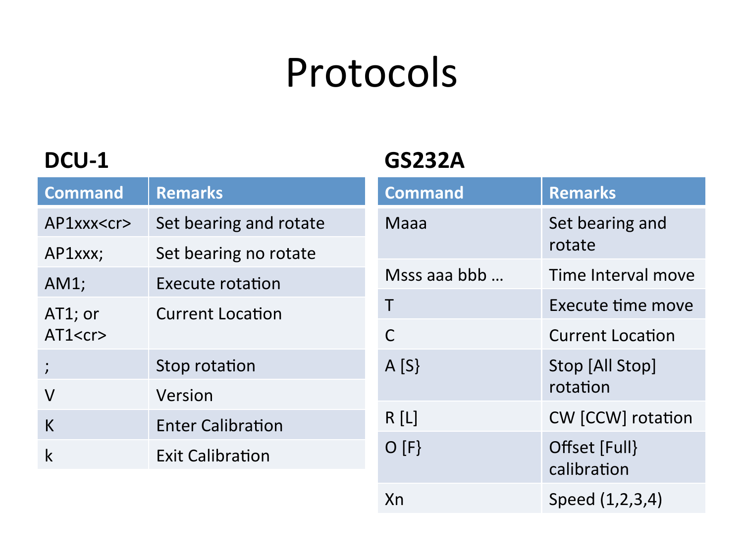# Protocols

## DCU-1

| Command | Remarks |
|---|---|
| AP1xxx<cr> | Set bearing and rotate |
| AP1xxx; | Set bearing no rotate |
| AM1; | Execute rotation |
| AT1; or AT1<cr> | Current Location |
| ; | Stop rotation |
| V | Version |
| K | Enter Calibration |
| k | Exit Calibration |

## GS232A

| Command | Remarks |
|---|---|
| Maaa | Set bearing and rotate |
| Msss aaa bbb … | Time Interval move |
| T | Execute time move |
| C | Current Location |
| A [S} | Stop [All Stop] rotation |
| R [L] | CW [CCW] rotation |
| O [F} | Offset [Full} calibration |
| Xn | Speed (1,2,3,4) |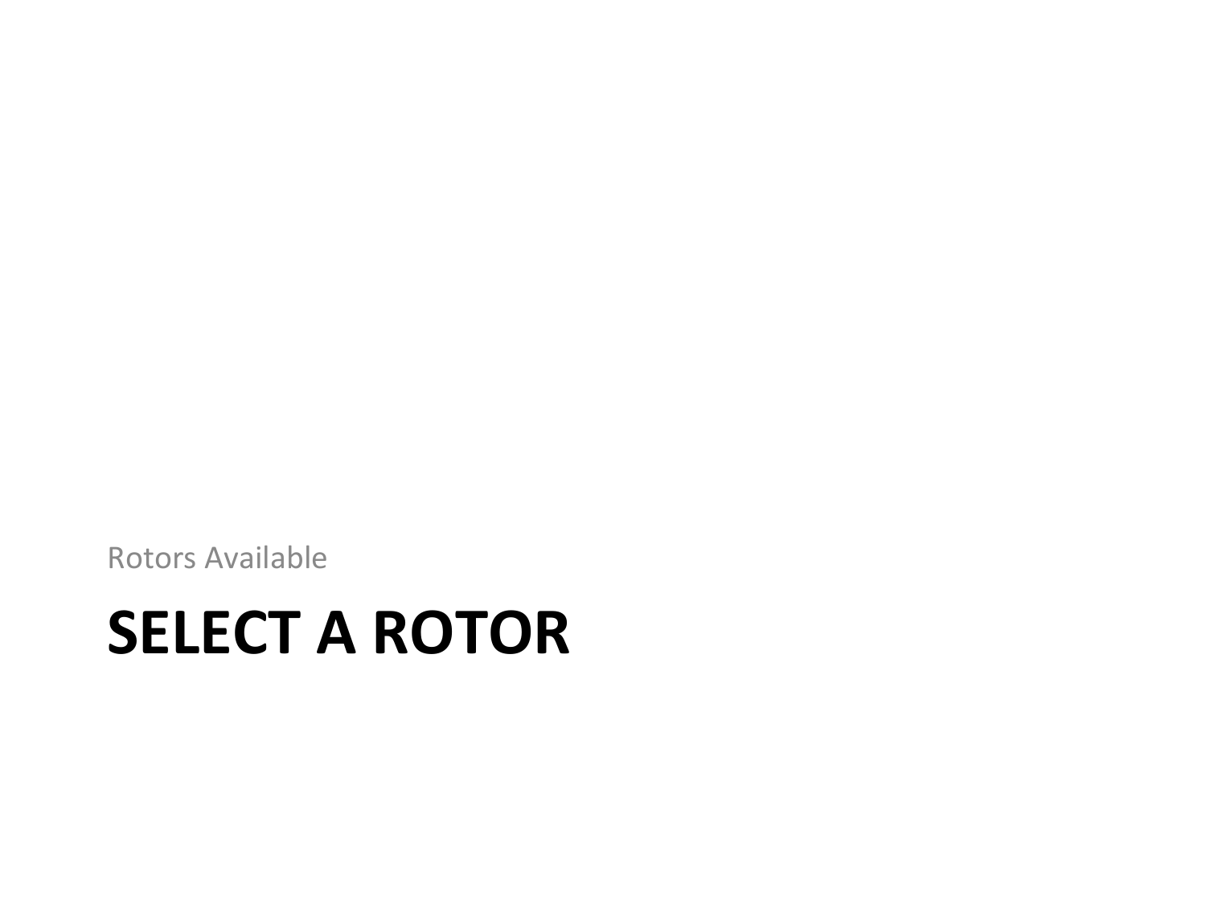Rotors Available

# SELECT A ROTOR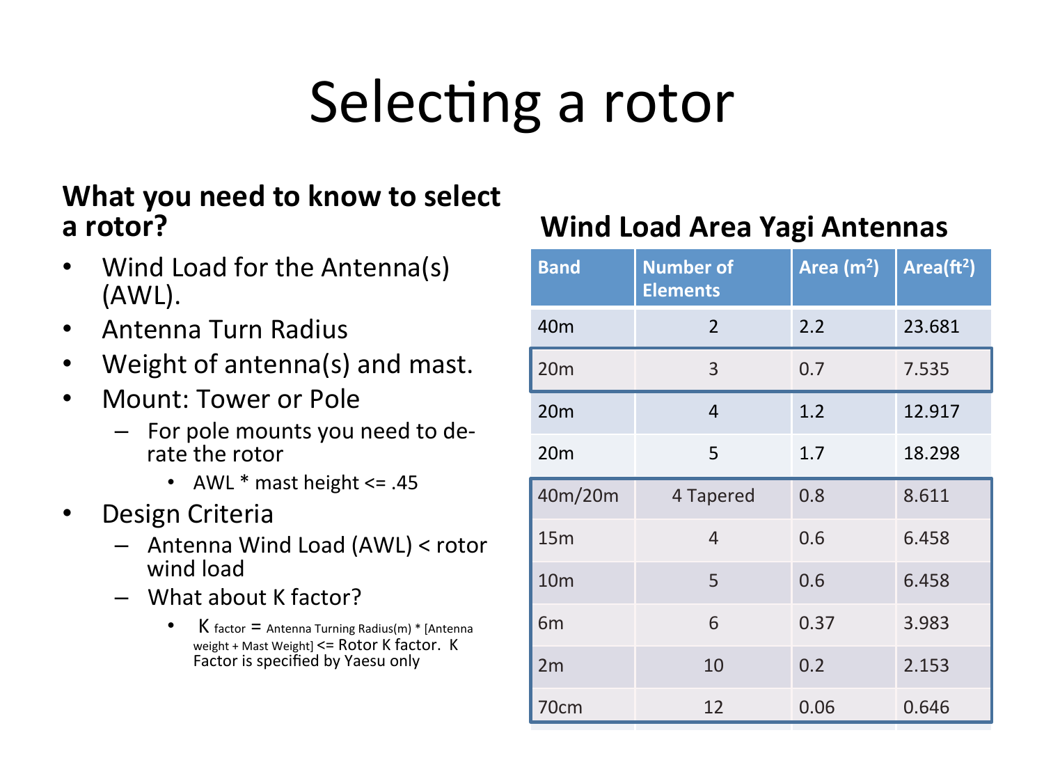# Selecting a rotor

## What you need to know to select a rotor?

- Wind Load for the Antenna(s) (AWL).
- Antenna Turn Radius
- Weight of antenna(s) and mast.
- Mount: Tower or Pole
  - For pole mounts you need to de-rate the rotor
    - AWL * mast height <= .45
- Design Criteria
  - Antenna Wind Load (AWL) < rotor wind load
  - What about K factor?
    - $K_{factor}$ = Antenna Turning Radius(m) * [Antenna weight + Mast Weight] <= Rotor K factor. K Factor is specified by Yaesu only

## Wind Load Area Yagi Antennas

| Band | Number of Elements | Area ($m^2$) | Area($ft^2$) |
|---|---|---|---|
| 40m | 2 | 2.2 | 23.681 |
| 20m | 3 | 0.7 | 7.535 |
| 20m | 4 | 1.2 | 12.917 |
| 20m | 5 | 1.7 | 18.298 |
| 40m/20m | 4 Tapered | 0.8 | 8.611 |
| 15m | 4 | 0.6 | 6.458 |
| 10m | 5 | 0.6 | 6.458 |
| 6m | 6 | 0.37 | 3.983 |
| 2m | 10 | 0.2 | 2.153 |
| 70cm | 12 | 0.06 | 0.646 |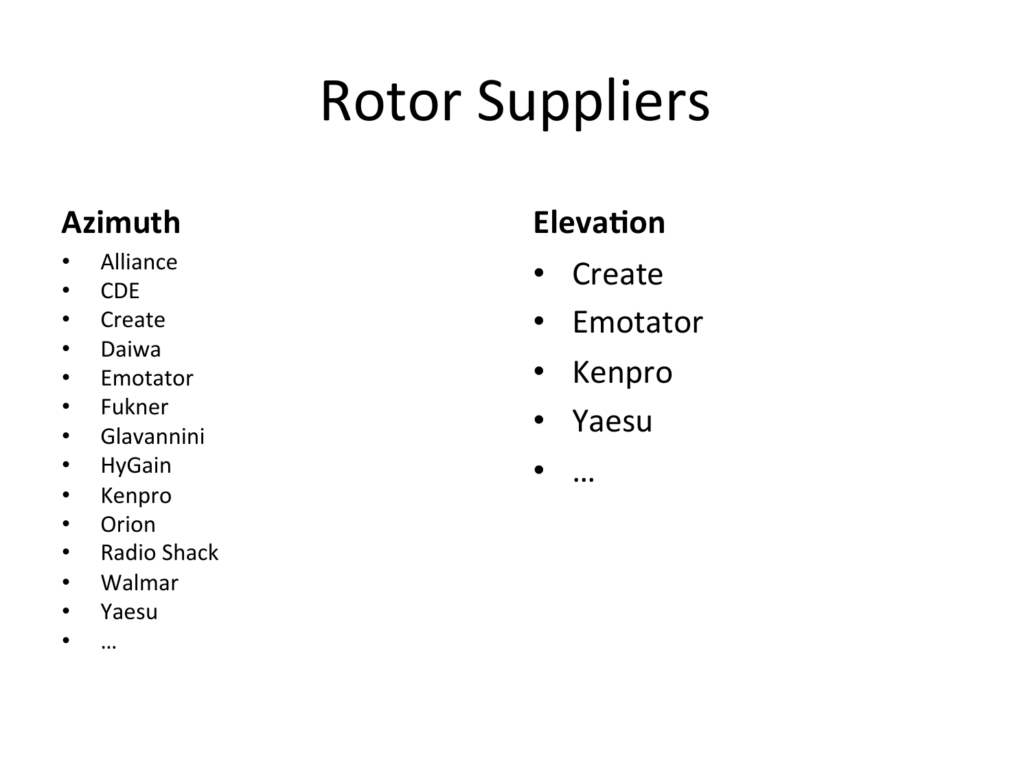# Rotor Suppliers

**Azimuth**

- Alliance
- CDE
- Create
- Daiwa
- Emotator
- Fukner
- Glavannini
- HyGain
- Kenpro
- Orion
- Radio Shack
- Walmar
- Yaesu
- …

**Elevation**

- Create
- Emotator
- Kenpro
- Yaesu
- …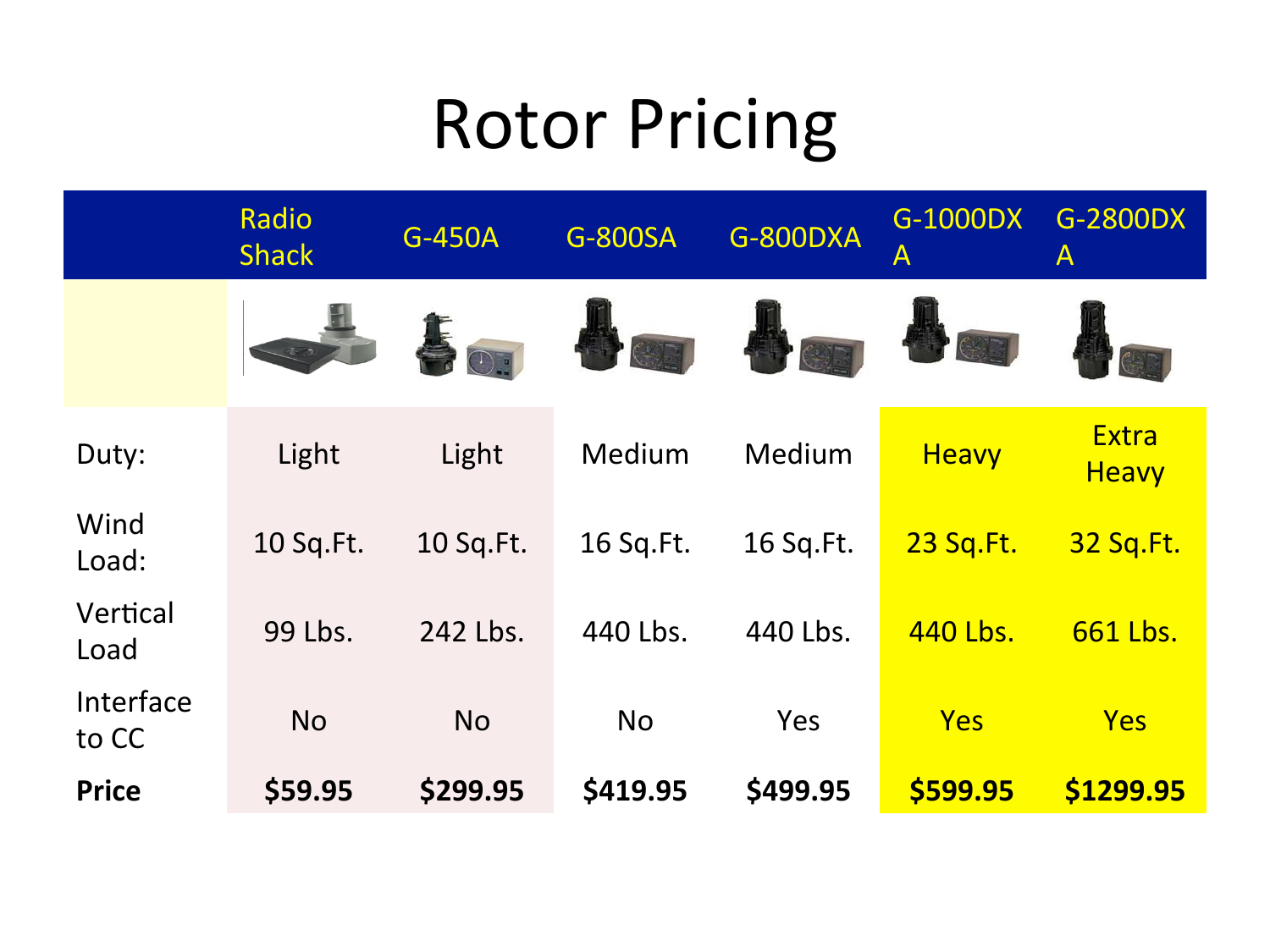# Rotor Pricing

| | Radio Shack | G-450A | G-800SA | G-800DXA | G-1000DXA | G-2800DXA |
|---|---|---|---|---|---|---|
| Duty: | Light | Light | Medium | Medium | Heavy | Extra Heavy |
| Wind Load: | 10 Sq.Ft. | 10 Sq.Ft. | 16 Sq.Ft. | 16 Sq.Ft. | 23 Sq.Ft. | 32 Sq.Ft. |
| Vertical Load | 99 Lbs. | 242 Lbs. | 440 Lbs. | 440 Lbs. | 440 Lbs. | 661 Lbs. |
| Interface to CC | No | No | No | Yes | Yes | Yes |
| **Price** | **$59.95** | **$299.95** | **$419.95** | **$499.95** | **$599.95** | **$1299.95** |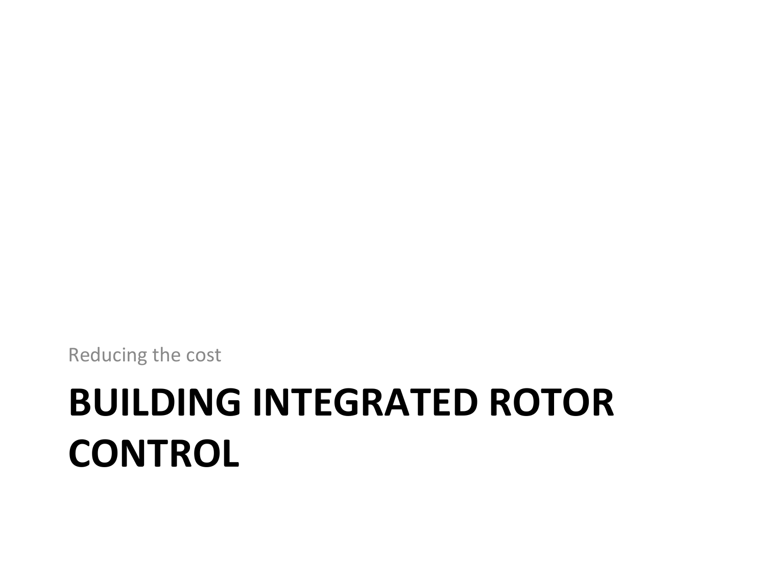Reducing the cost

# BUILDING INTEGRATED ROTOR CONTROL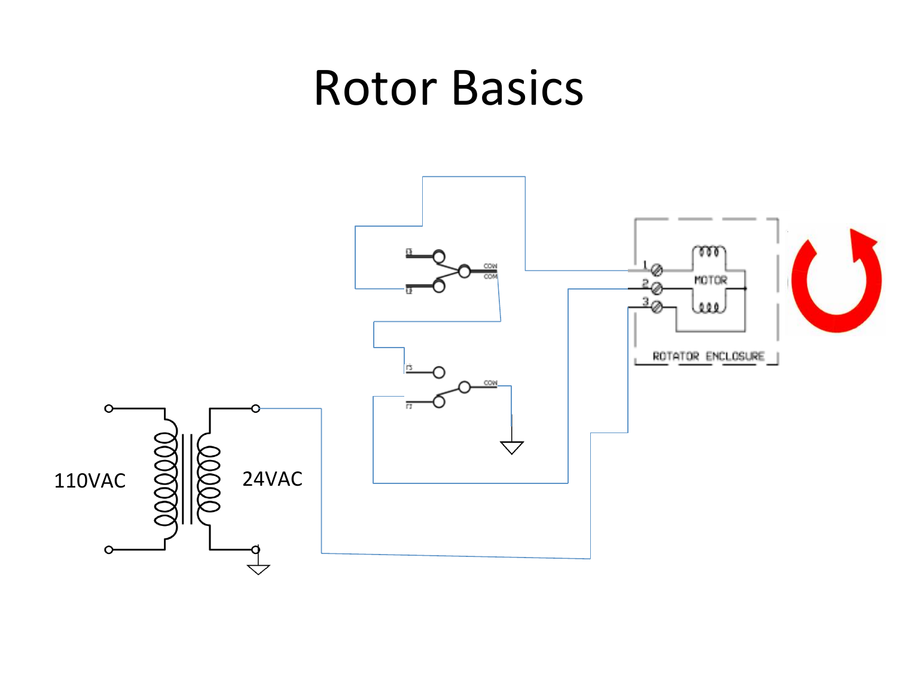# Rotor Basics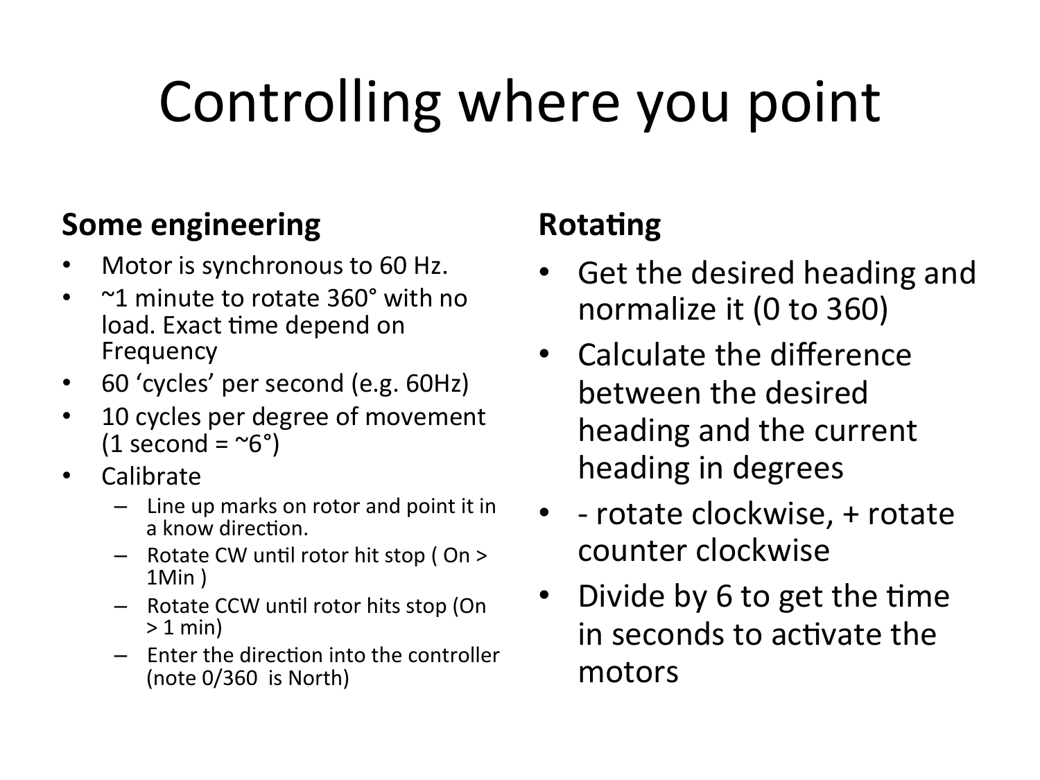# Controlling where you point

## Some engineering

- Motor is synchronous to 60 Hz.
- ~1 minute to rotate 360° with no load. Exact time depend on Frequency
- 60 'cycles' per second (e.g. 60Hz)
- 10 cycles per degree of movement (1 second = ~6°)
- Calibrate
  - Line up marks on rotor and point it in a know direction.
  - Rotate CW until rotor hit stop ( On > 1Min )
  - Rotate CCW until rotor hits stop (On > 1 min)
  - Enter the direction into the controller (note 0/360 is North)

## Rotating

- Get the desired heading and normalize it (0 to 360)
- Calculate the difference between the desired heading and the current heading in degrees
- - rotate clockwise, + rotate counter clockwise
- Divide by 6 to get the time in seconds to activate the motors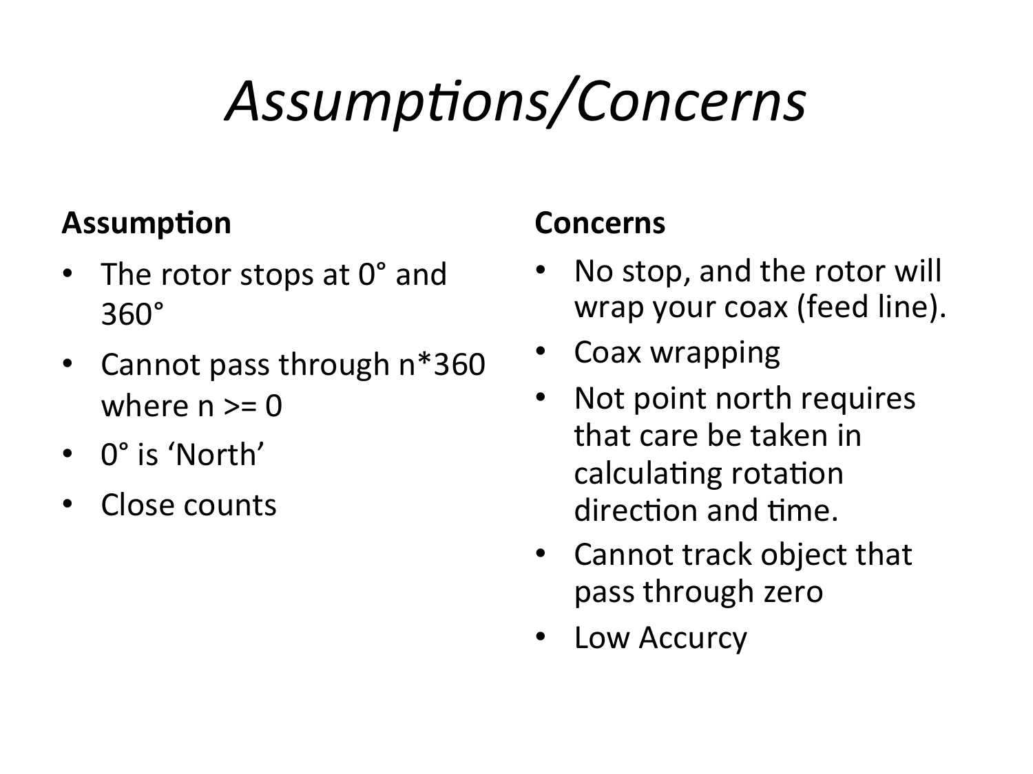# *Assumptions/Concerns*

**Assumption**

- The rotor stops at 0° and 360°
- Cannot pass through n*360 where n >= 0
- 0° is 'North'
- Close counts

**Concerns**

- No stop, and the rotor will wrap your coax (feed line).
- Coax wrapping
- Not point north requires that care be taken in calculating rotation direction and time.
- Cannot track object that pass through zero
- Low Accurcy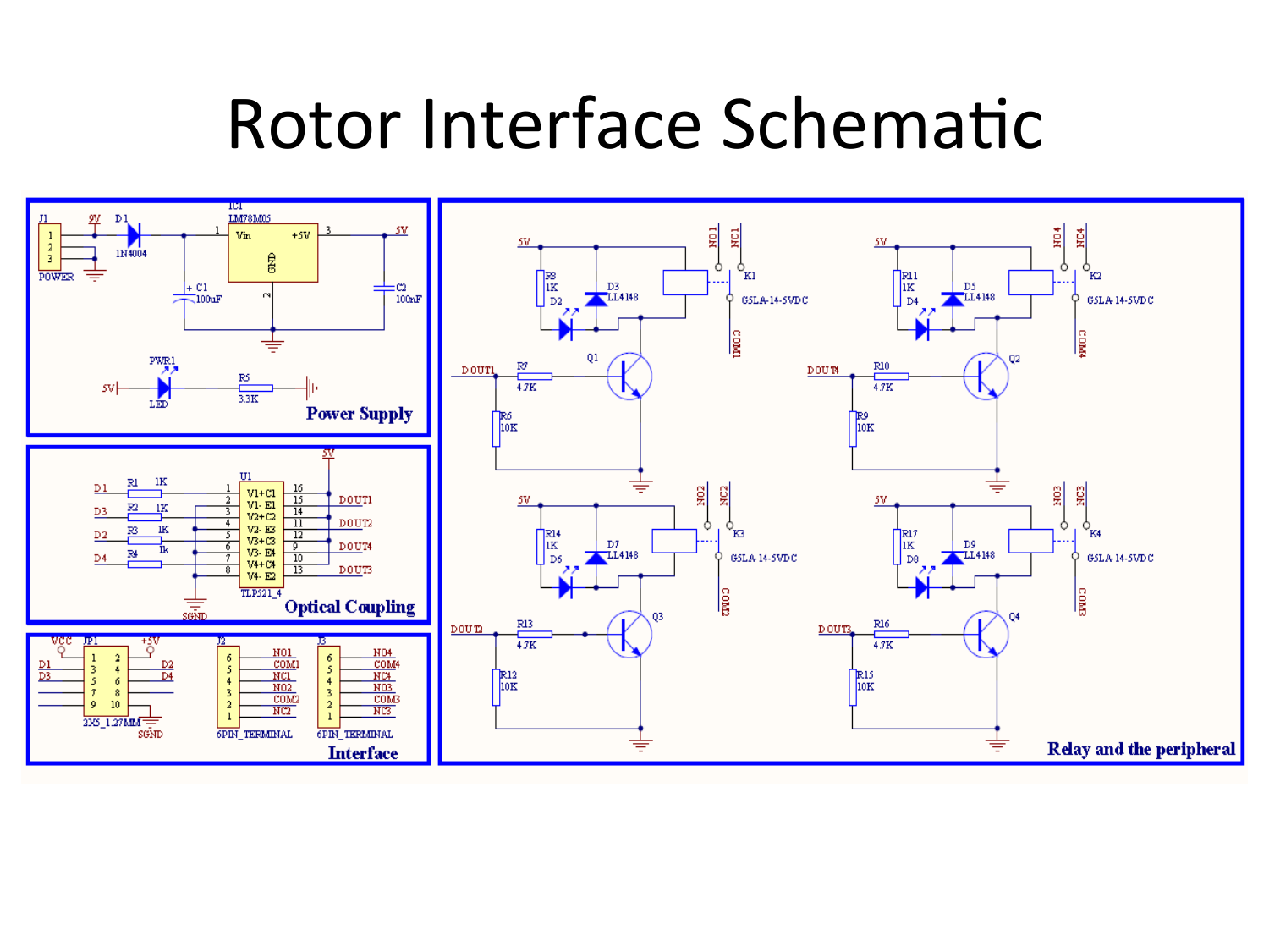# Rotor Interface Schematic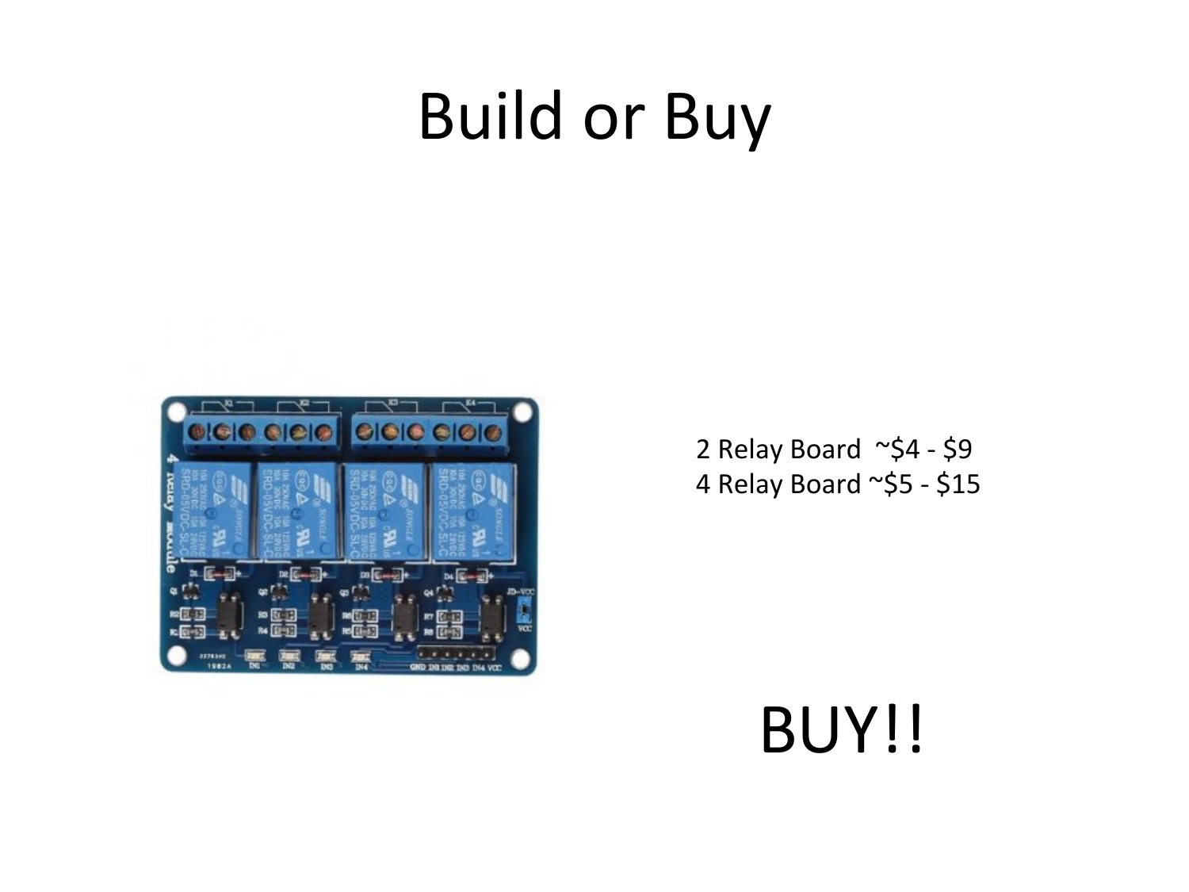# Build or Buy

2 Relay Board ~$4 - $9
4 Relay Board ~$5 - $15

BUY!!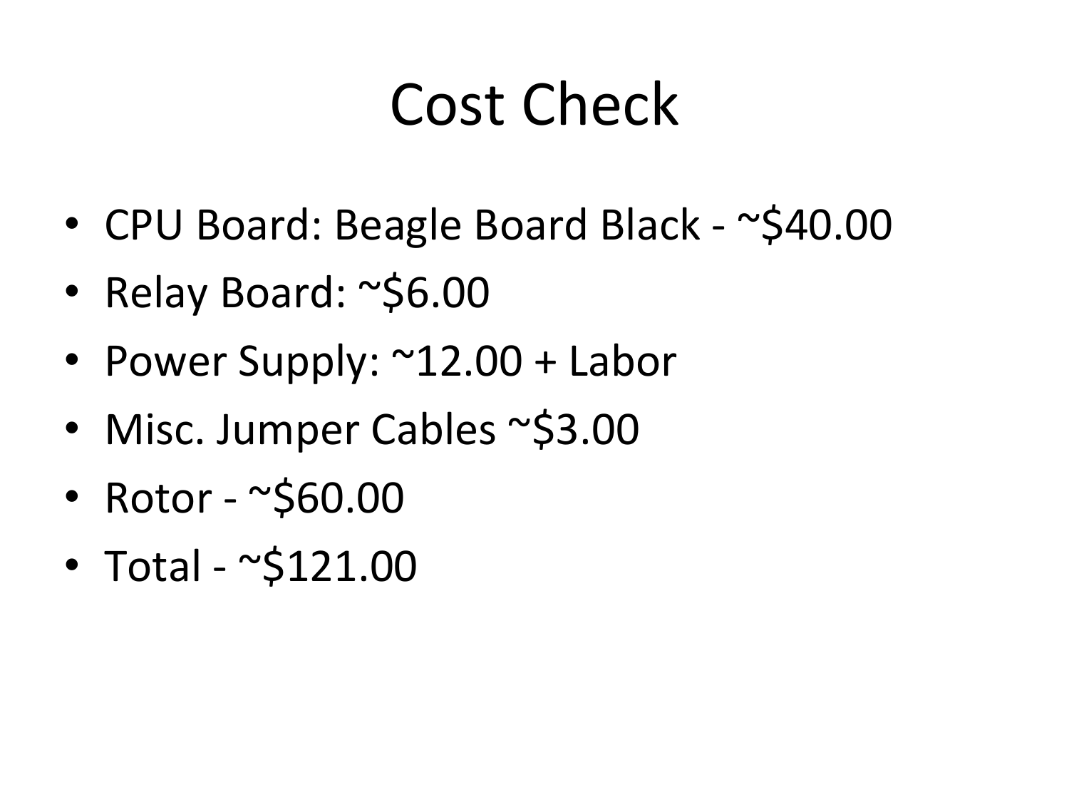# Cost Check

- CPU Board: Beagle Board Black - ~$40.00
- Relay Board: ~$6.00
- Power Supply: ~12.00 + Labor
- Misc. Jumper Cables ~$3.00
- Rotor - ~$60.00
- Total - ~$121.00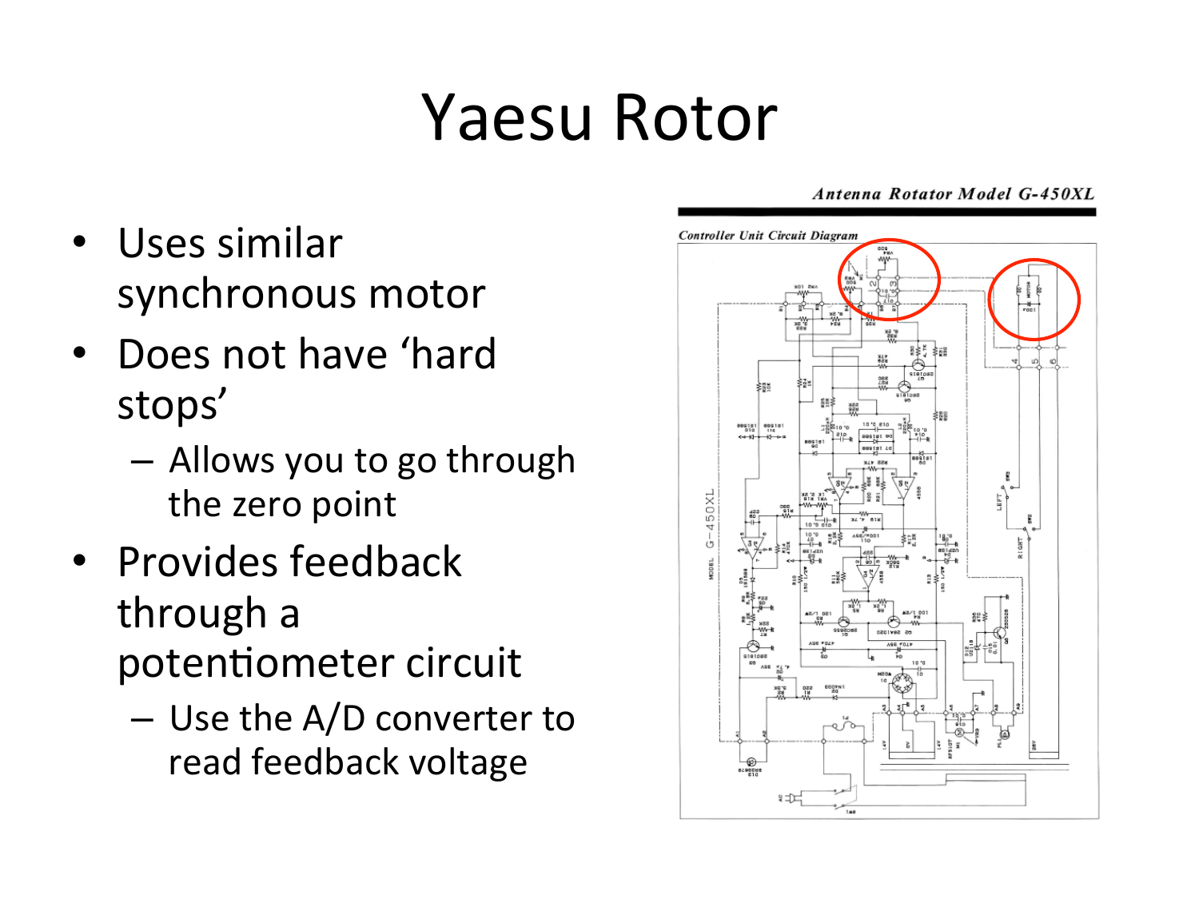# Yaesu Rotor

- Uses similar synchronous motor
- Does not have 'hard stops'
  - Allows you to go through the zero point
- Provides feedback through a potentiometer circuit
  - Use the A/D converter to read feedback voltage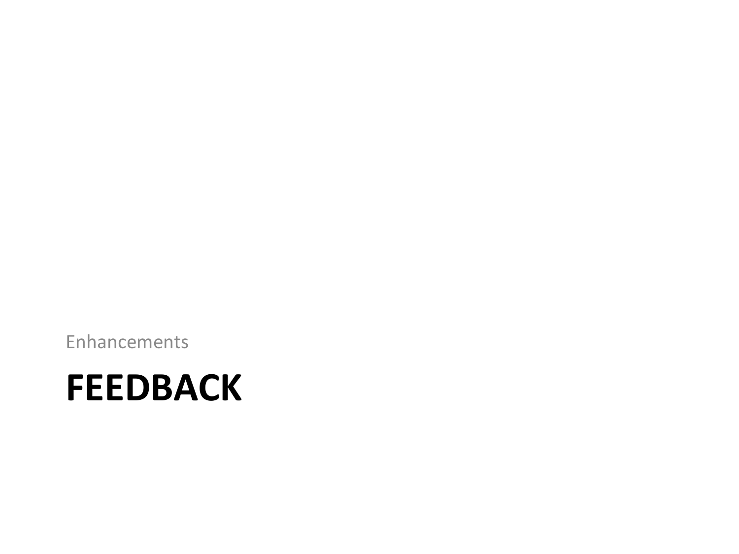Enhancements

# FEEDBACK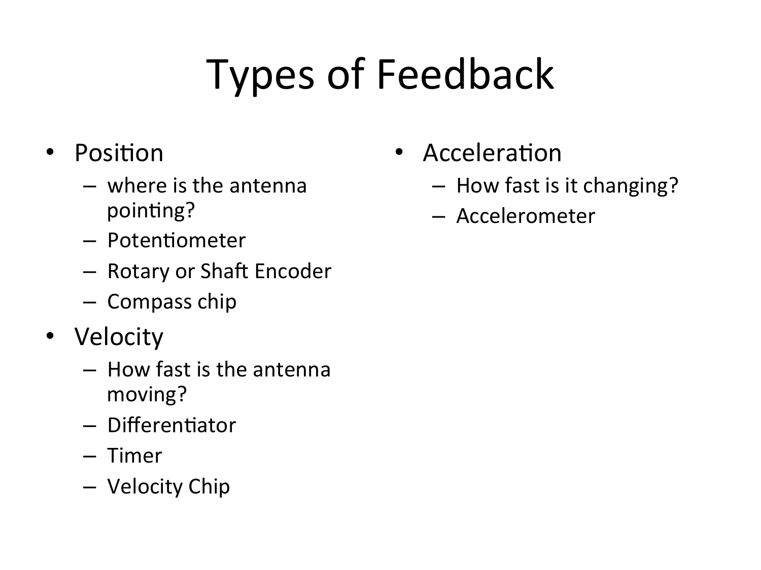# Types of Feedback

- Position
  - where is the antenna pointing?
  - Potentiometer
  - Rotary or Shaft Encoder
  - Compass chip
- Velocity
  - How fast is the antenna moving?
  - Differentiator
  - Timer
  - Velocity Chip
- Acceleration
  - How fast is it changing?
  - Accelerometer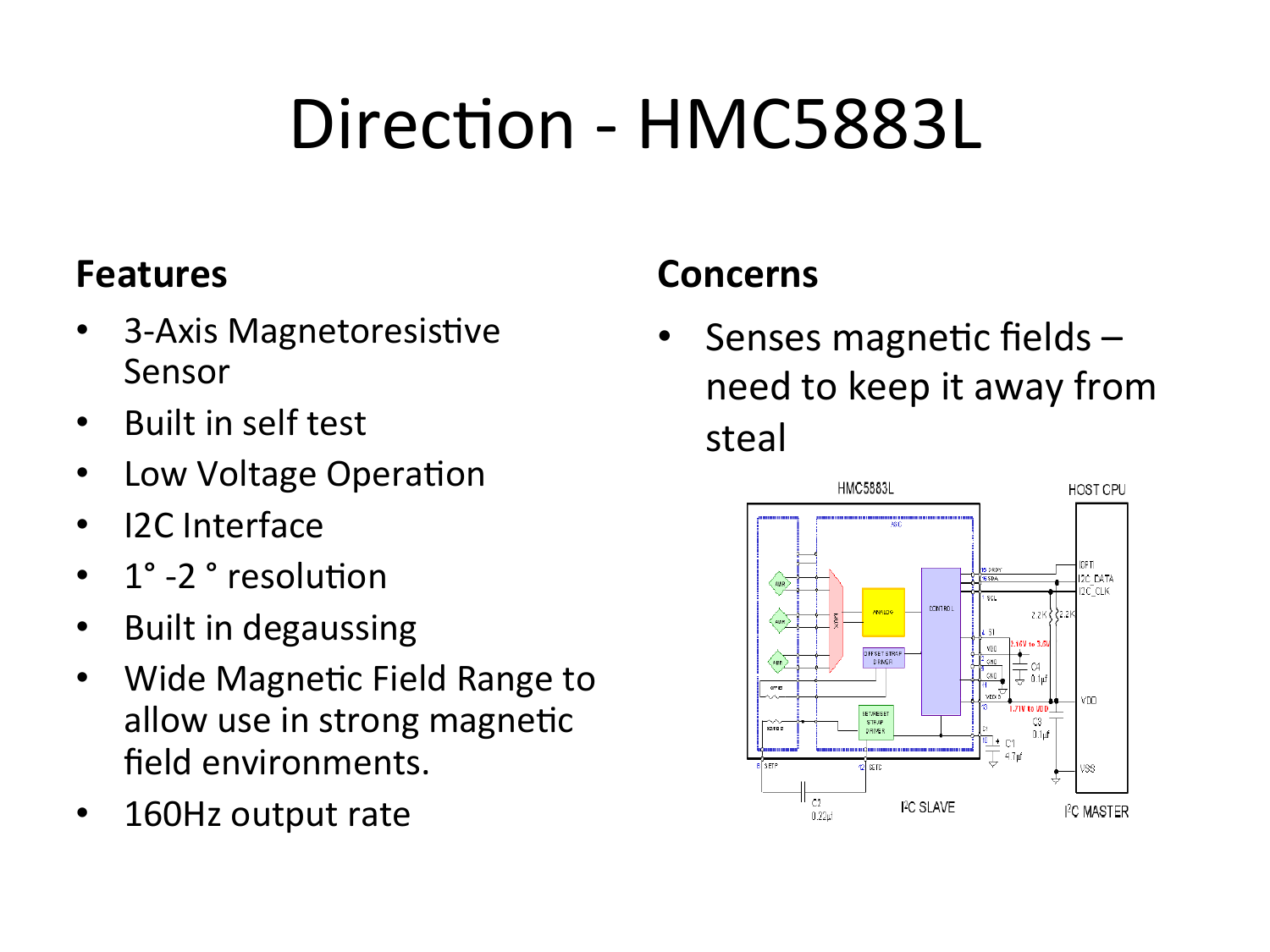# Direction - HMC5883L

## Features

- 3-Axis Magnetoresistive Sensor
- Built in self test
- Low Voltage Operation
- I2C Interface
- 1° -2 ° resolution
- Built in degaussing
- Wide Magnetic Field Range to allow use in strong magnetic field environments.
- 160Hz output rate

## Concerns

- Senses magnetic fields – need to keep it away from steal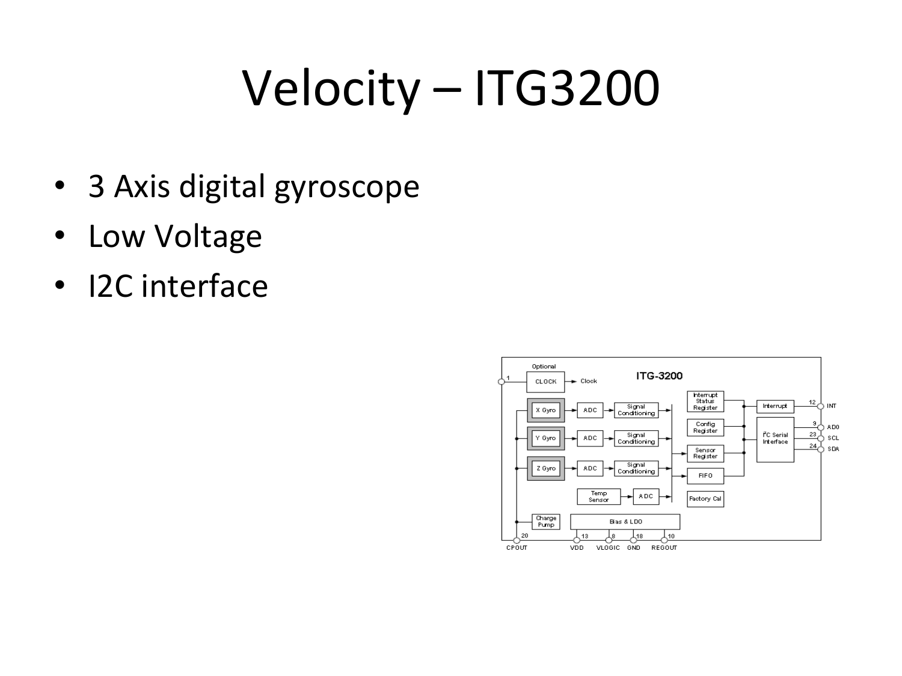# Velocity – ITG3200

- 3 Axis digital gyroscope
- Low Voltage
- I2C interface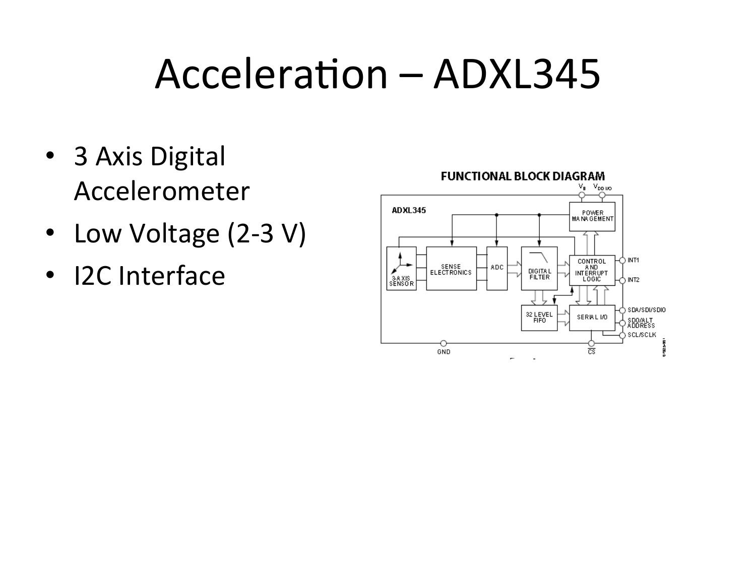# Acceleration – ADXL345

- 3 Axis Digital Accelerometer
- Low Voltage (2-3 V)
- I2C Interface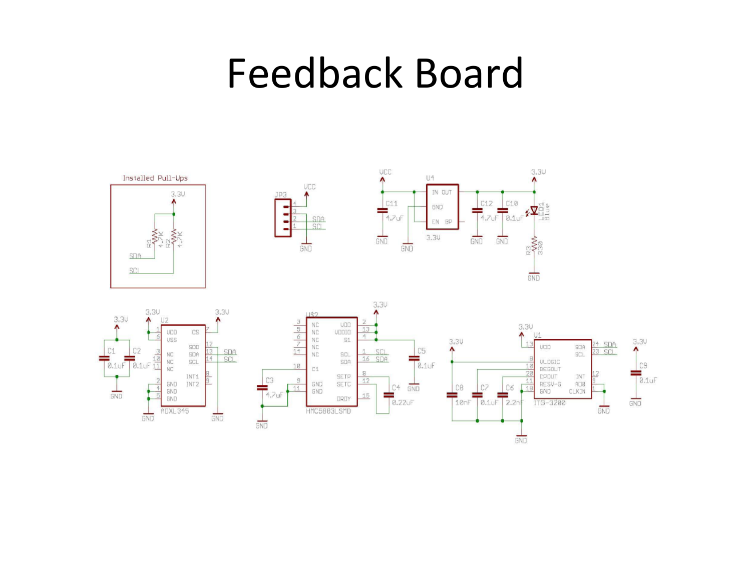# Feedback Board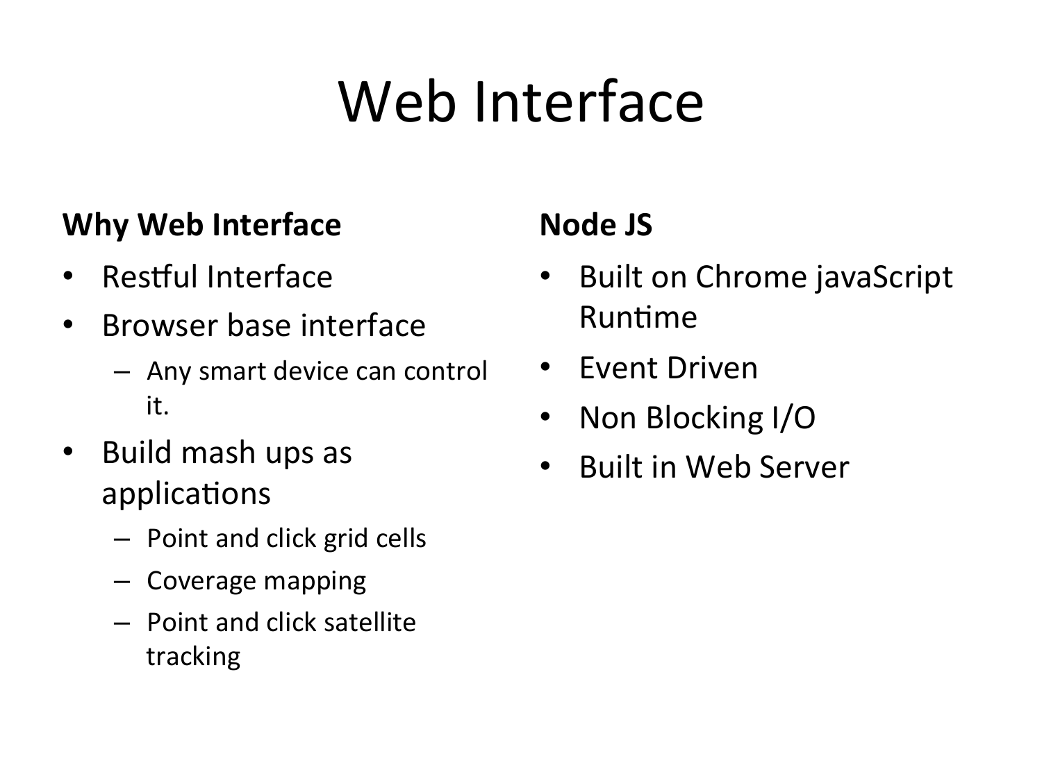# Web Interface

**Why Web Interface**

- Restful Interface
- Browser base interface
  - Any smart device can control it.
- Build mash ups as applications
  - Point and click grid cells
  - Coverage mapping
  - Point and click satellite tracking

**Node JS**

- Built on Chrome javaScript Runtime
- Event Driven
- Non Blocking I/O
- Built in Web Server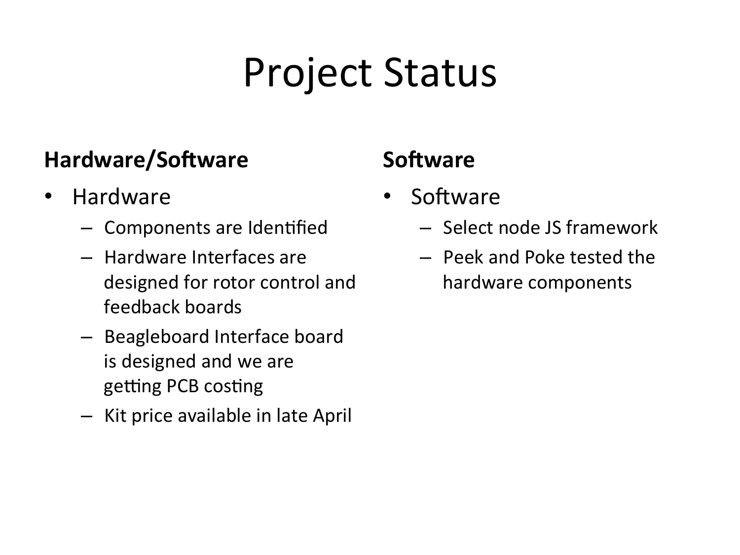# Project Status

**Hardware/Software**

- Hardware
  - Components are Identified
  - Hardware Interfaces are designed for rotor control and feedback boards
  - Beagleboard Interface board is designed and we are getting PCB costing
  - Kit price available in late April

**Software**

- Software
  - Select node JS framework
  - Peek and Poke tested the hardware components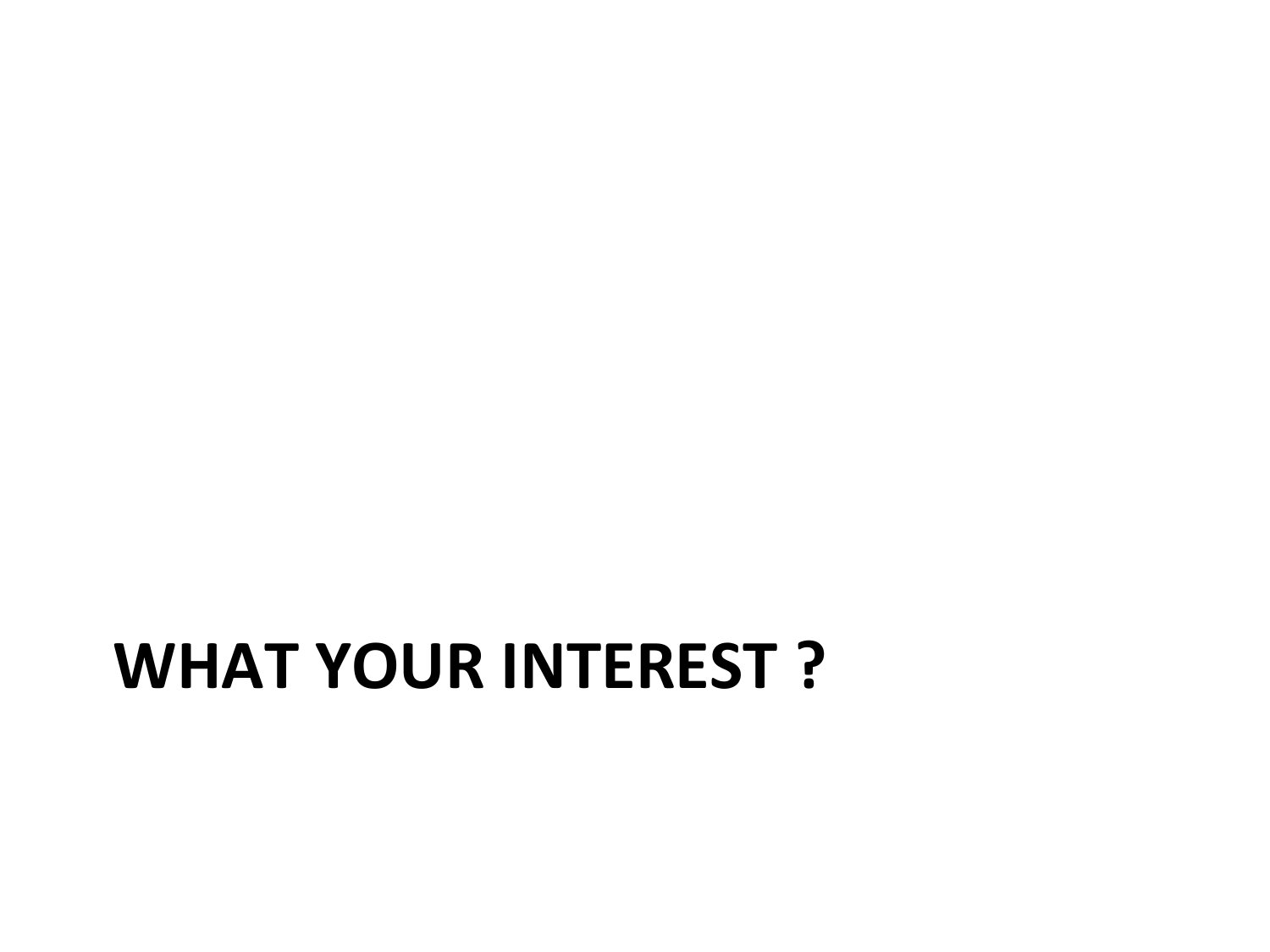# WHAT YOUR INTEREST ?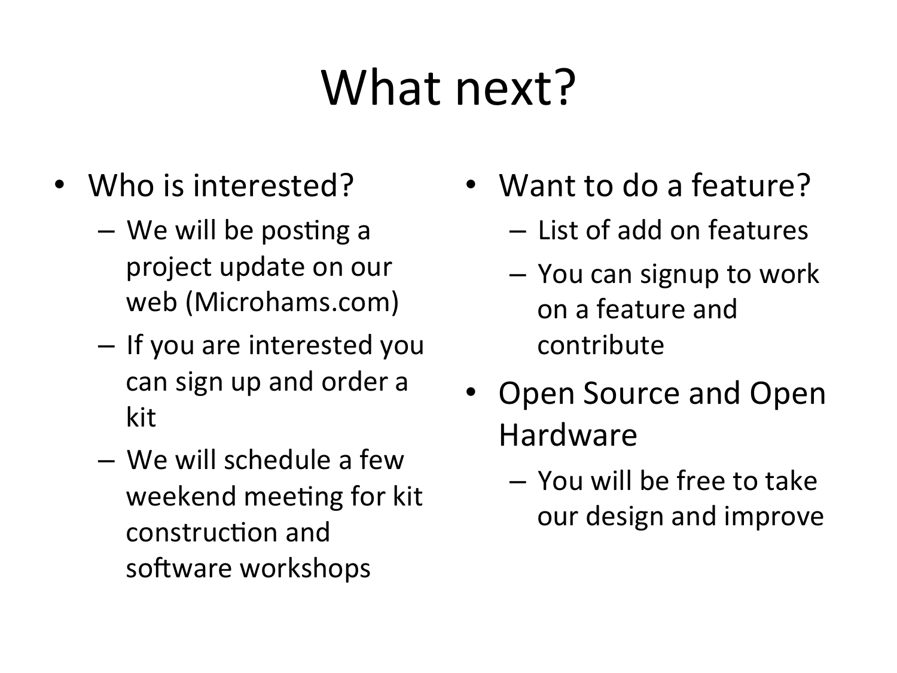# What next?

- Who is interested?
  - We will be posting a project update on our web (Microhams.com)
  - If you are interested you can sign up and order a kit
  - We will schedule a few weekend meeting for kit construction and software workshops
- Want to do a feature?
  - List of add on features
  - You can signup to work on a feature and contribute
- Open Source and Open Hardware
  - You will be free to take our design and improve